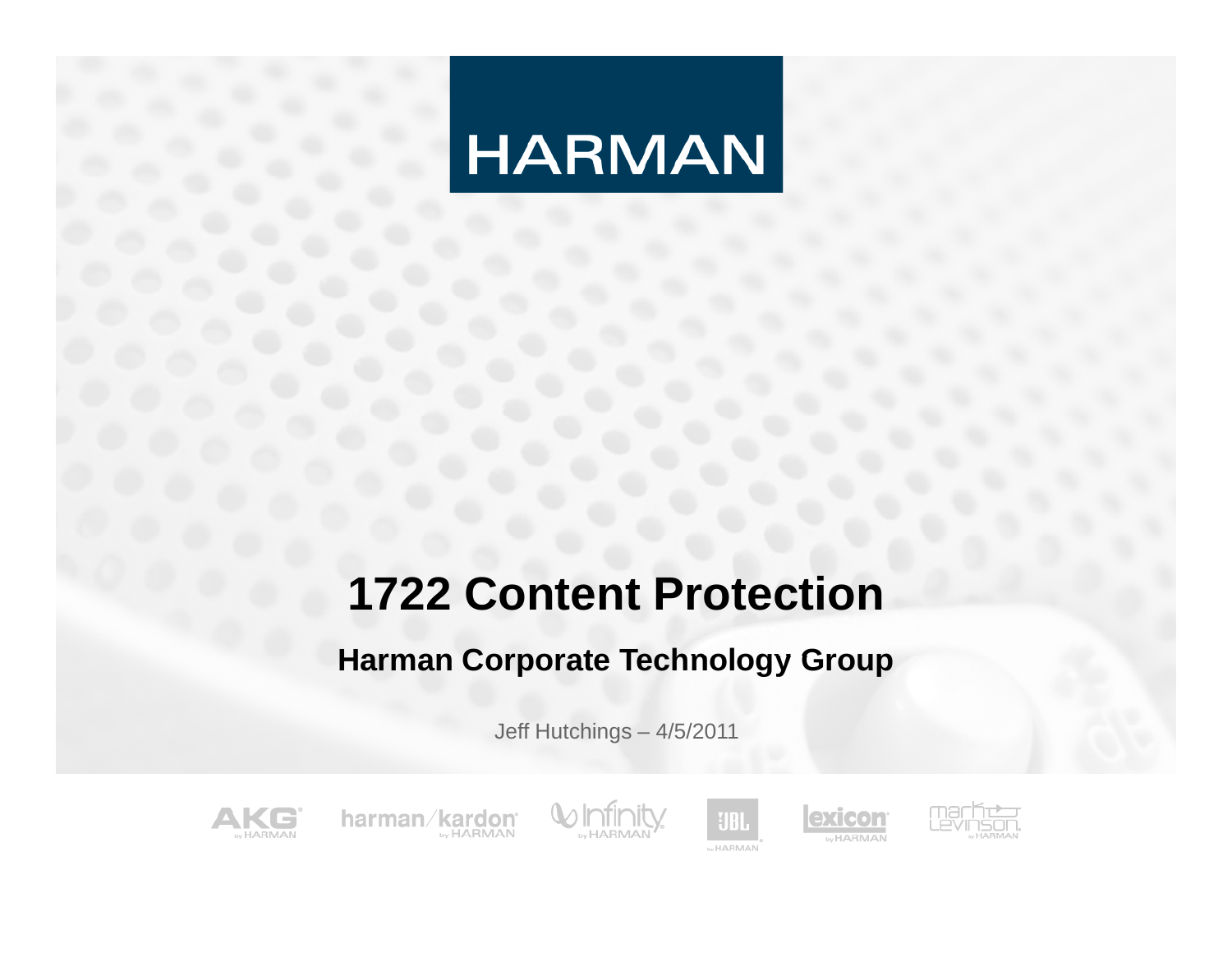HARMAN

# 1722 Content Protection

## Harman Corporate Technology Group

Jeff Hutchings – 4/5/2011

AKG by HARMAN | harman/kardon by HARMAN | Infinity by HARMAN | JBL by HARMAN | lexicon by HARMAN | mark Levinson by HARMAN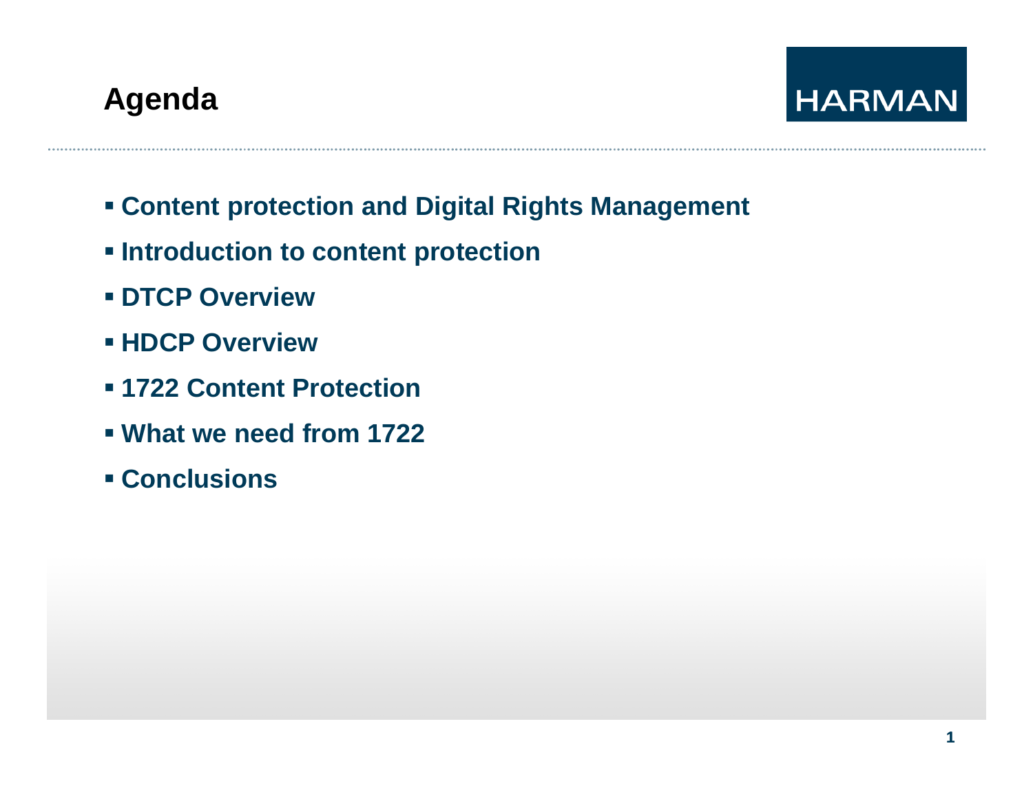# Agenda

- **Content protection and Digital Rights Management**
- **Introduction to content protection**
- **DTCP Overview**
- **HDCP Overview**
- **1722 Content Protection**
- **What we need from 1722**
- **Conclusions**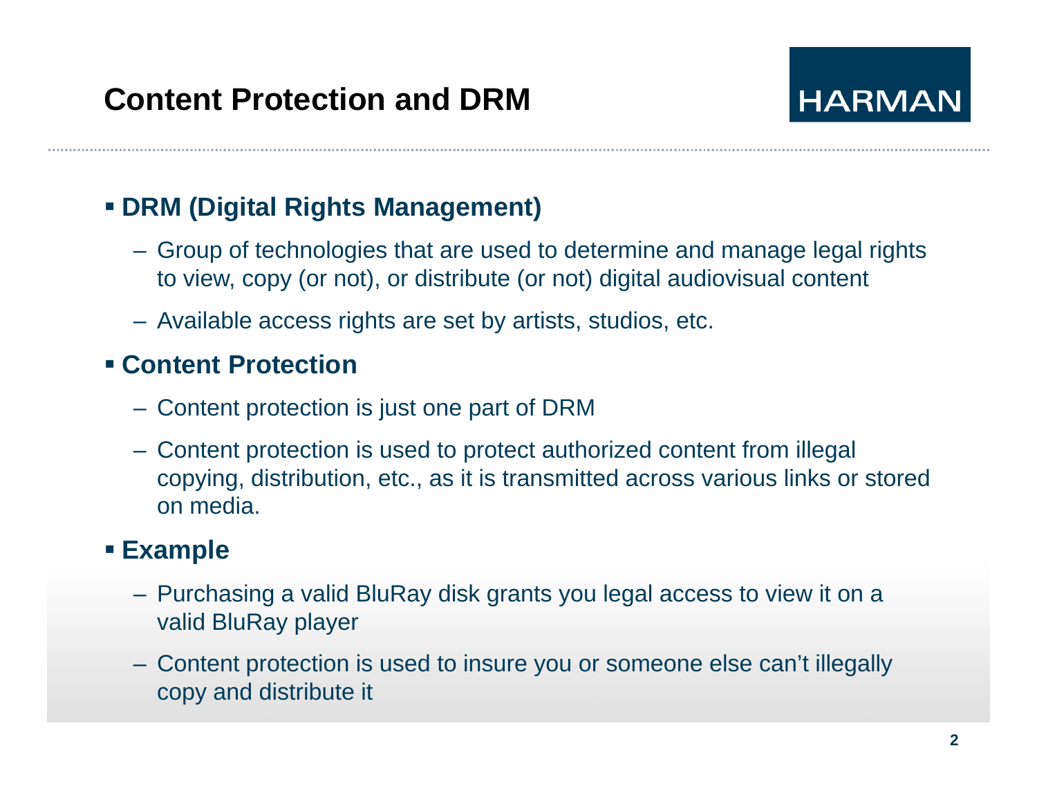# Content Protection and DRM

- **DRM (Digital Rights Management)**
  - Group of technologies that are used to determine and manage legal rights to view, copy (or not), or distribute (or not) digital audiovisual content
  - Available access rights are set by artists, studios, etc.
- **Content Protection**
  - Content protection is just one part of DRM
  - Content protection is used to protect authorized content from illegal copying, distribution, etc., as it is transmitted across various links or stored on media.
- **Example**
  - Purchasing a valid BluRay disk grants you legal access to view it on a valid BluRay player
  - Content protection is used to insure you or someone else can't illegally copy and distribute it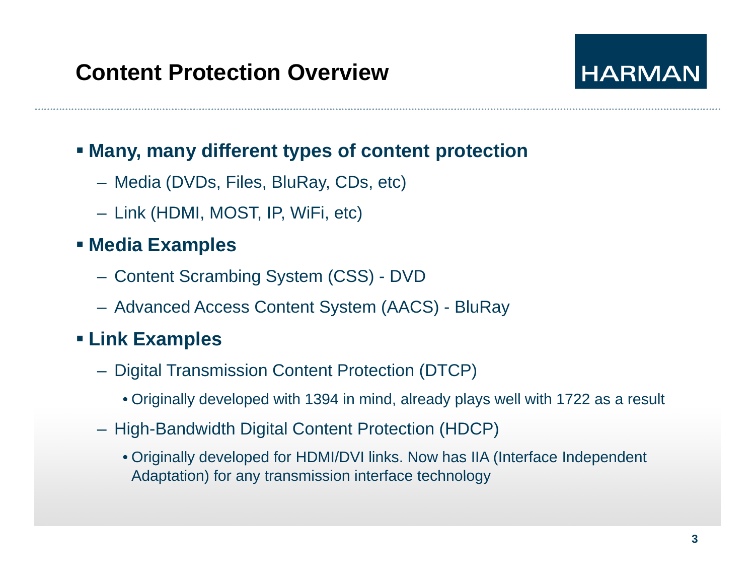# Content Protection Overview

- **Many, many different types of content protection**
  - Media (DVDs, Files, BluRay, CDs, etc)
  - Link (HDMI, MOST, IP, WiFi, etc)
- **Media Examples**
  - Content Scrambing System (CSS) - DVD
  - Advanced Access Content System (AACS) - BluRay
- **Link Examples**
  - Digital Transmission Content Protection (DTCP)
    - Originally developed with 1394 in mind, already plays well with 1722 as a result
  - High-Bandwidth Digital Content Protection (HDCP)
    - Originally developed for HDMI/DVI links. Now has IIA (Interface Independent Adaptation) for any transmission interface technology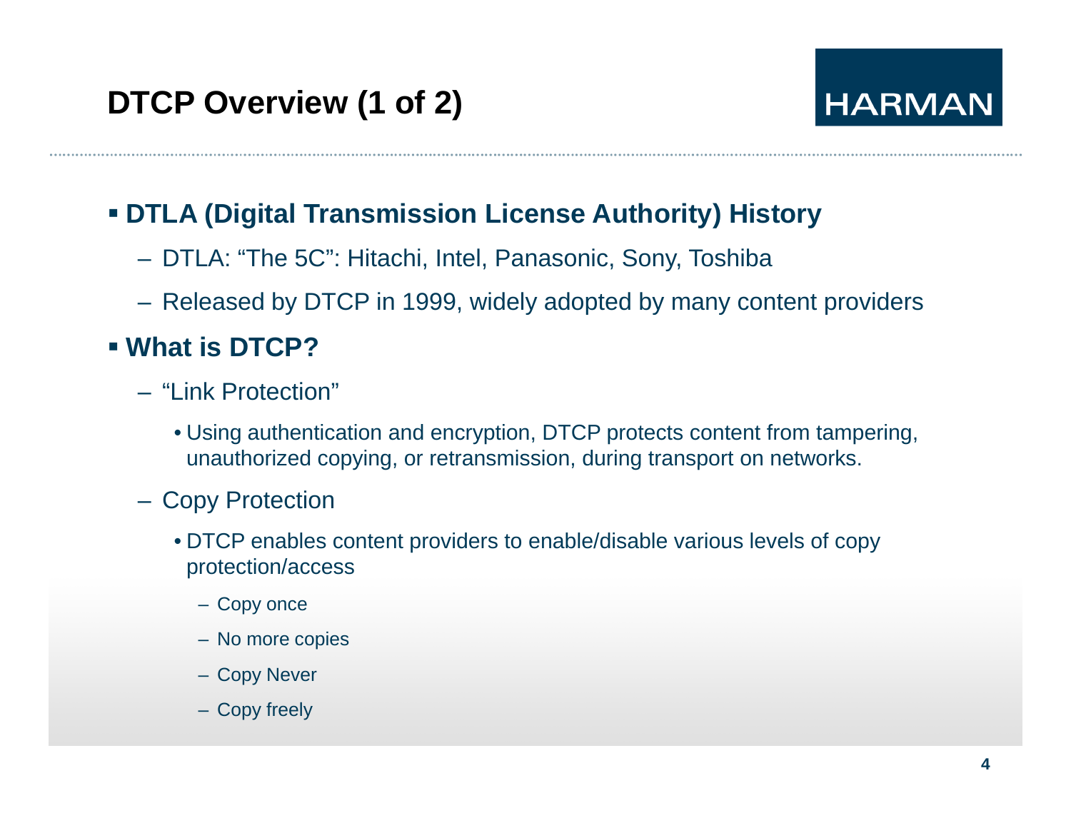# DTCP Overview (1 of 2)

HARMAN

- **DTLA (Digital Transmission License Authority) History**
  - DTLA: “The 5C”: Hitachi, Intel, Panasonic, Sony, Toshiba
  - Released by DTCP in 1999, widely adopted by many content providers
- **What is DTCP?**
  - “Link Protection”
    - Using authentication and encryption, DTCP protects content from tampering, unauthorized copying, or retransmission, during transport on networks.
  - Copy Protection
    - DTCP enables content providers to enable/disable various levels of copy protection/access
      - Copy once
      - No more copies
      - Copy Never
      - Copy freely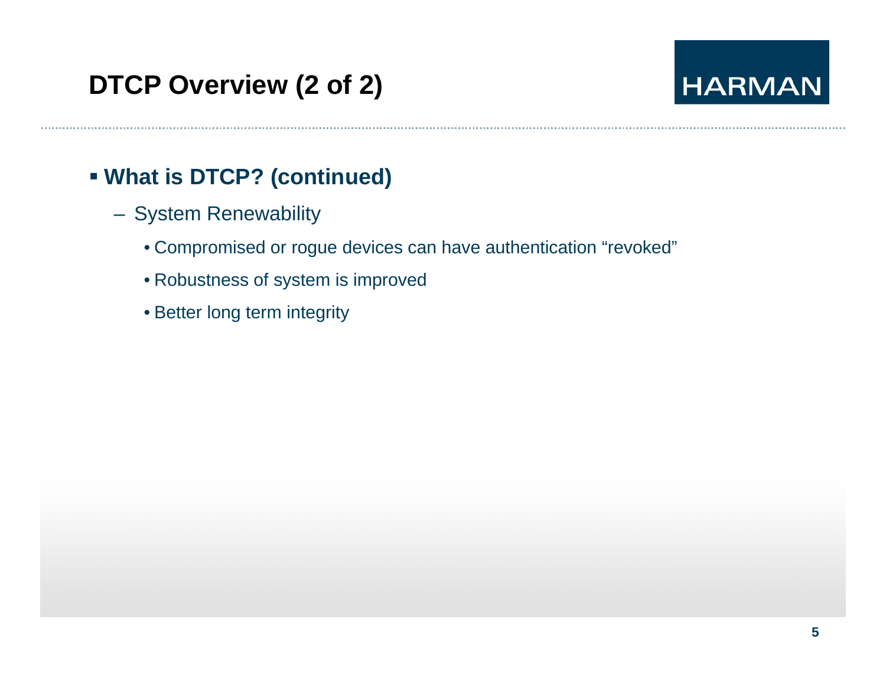# DTCP Overview (2 of 2)

- **What is DTCP? (continued)**
  - System Renewability
    - Compromised or rogue devices can have authentication "revoked"
    - Robustness of system is improved
    - Better long term integrity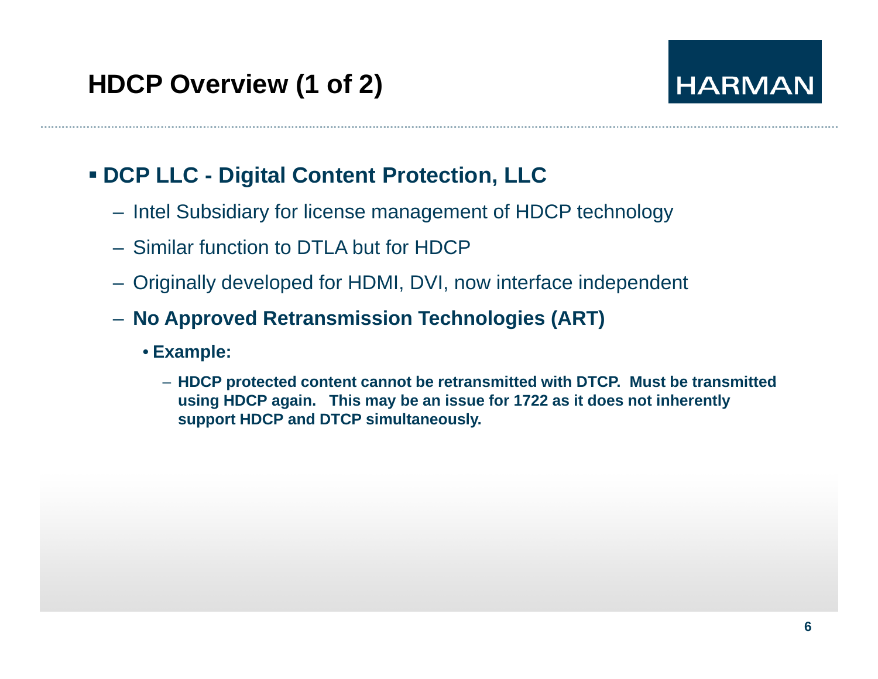## HDCP Overview (1 of 2)

- **DCP LLC - Digital Content Protection, LLC**
  - Intel Subsidiary for license management of HDCP technology
  - Similar function to DTLA but for HDCP
  - Originally developed for HDMI, DVI, now interface independent
  - **No Approved Retransmission Technologies (ART)**
    - **Example:**
      - **HDCP protected content cannot be retransmitted with DTCP. Must be transmitted using HDCP again. This may be an issue for 1722 as it does not inherently support HDCP and DTCP simultaneously.**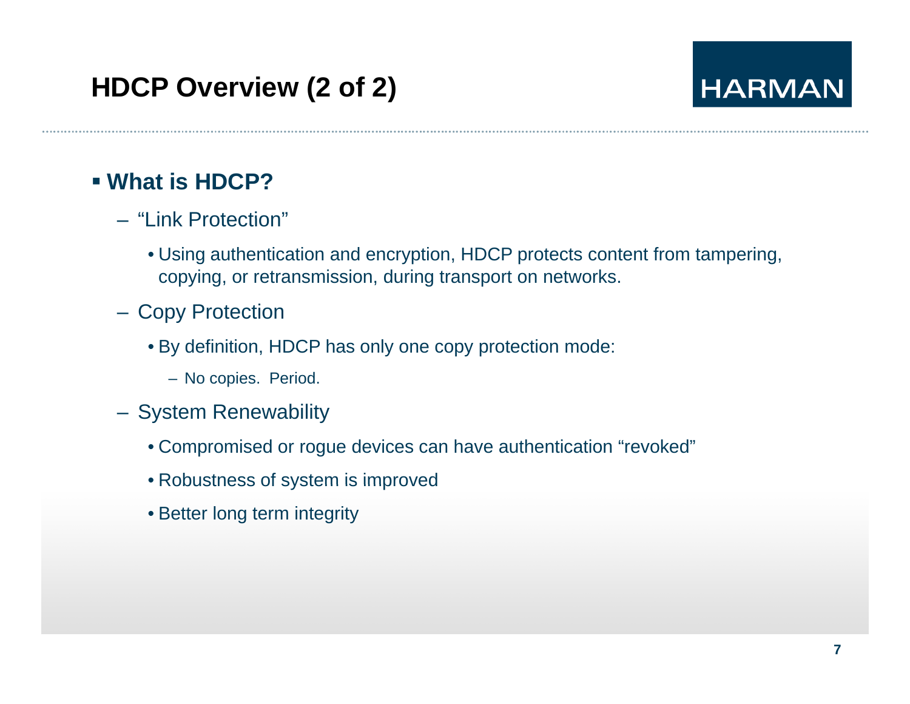# HDCP Overview (2 of 2)

HARMAN

- **What is HDCP?**
  - "Link Protection"
    - Using authentication and encryption, HDCP protects content from tampering, copying, or retransmission, during transport on networks.
  - Copy Protection
    - By definition, HDCP has only one copy protection mode:
      - No copies. Period.
  - System Renewability
    - Compromised or rogue devices can have authentication "revoked"
    - Robustness of system is improved
    - Better long term integrity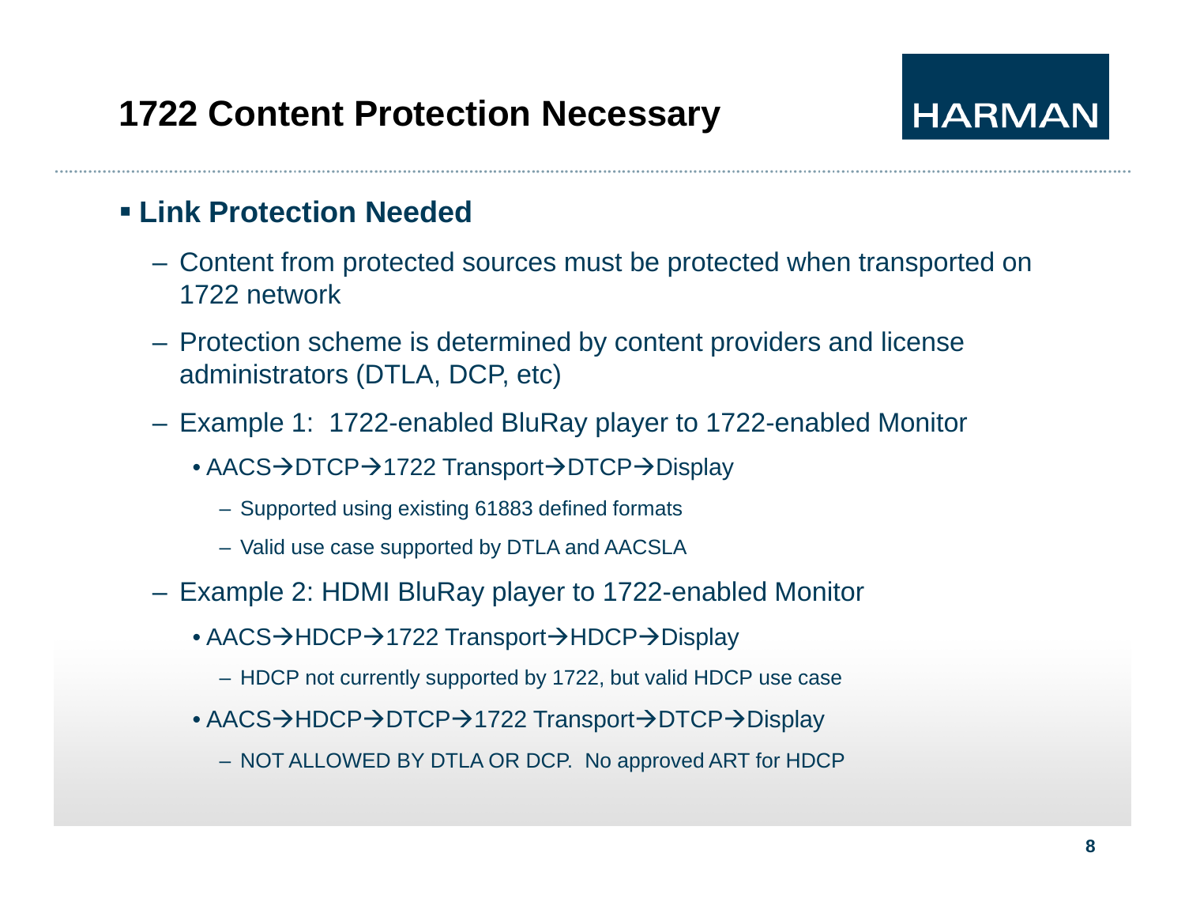# 1722 Content Protection Necessary

HARMAN

- **Link Protection Needed**
  - Content from protected sources must be protected when transported on 1722 network
  - Protection scheme is determined by content providers and license administrators (DTLA, DCP, etc)
  - Example 1: 1722-enabled BluRay player to 1722-enabled Monitor
    - AACS→DTCP→1722 Transport→DTCP→Display
      - Supported using existing 61883 defined formats
      - Valid use case supported by DTLA and AACSLA
  - Example 2: HDMI BluRay player to 1722-enabled Monitor
    - AACS→HDCP→1722 Transport→HDCP→Display
      - HDCP not currently supported by 1722, but valid HDCP use case
    - AACS→HDCP→DTCP→1722 Transport→DTCP→Display
      - NOT ALLOWED BY DTLA OR DCP. No approved ART for HDCP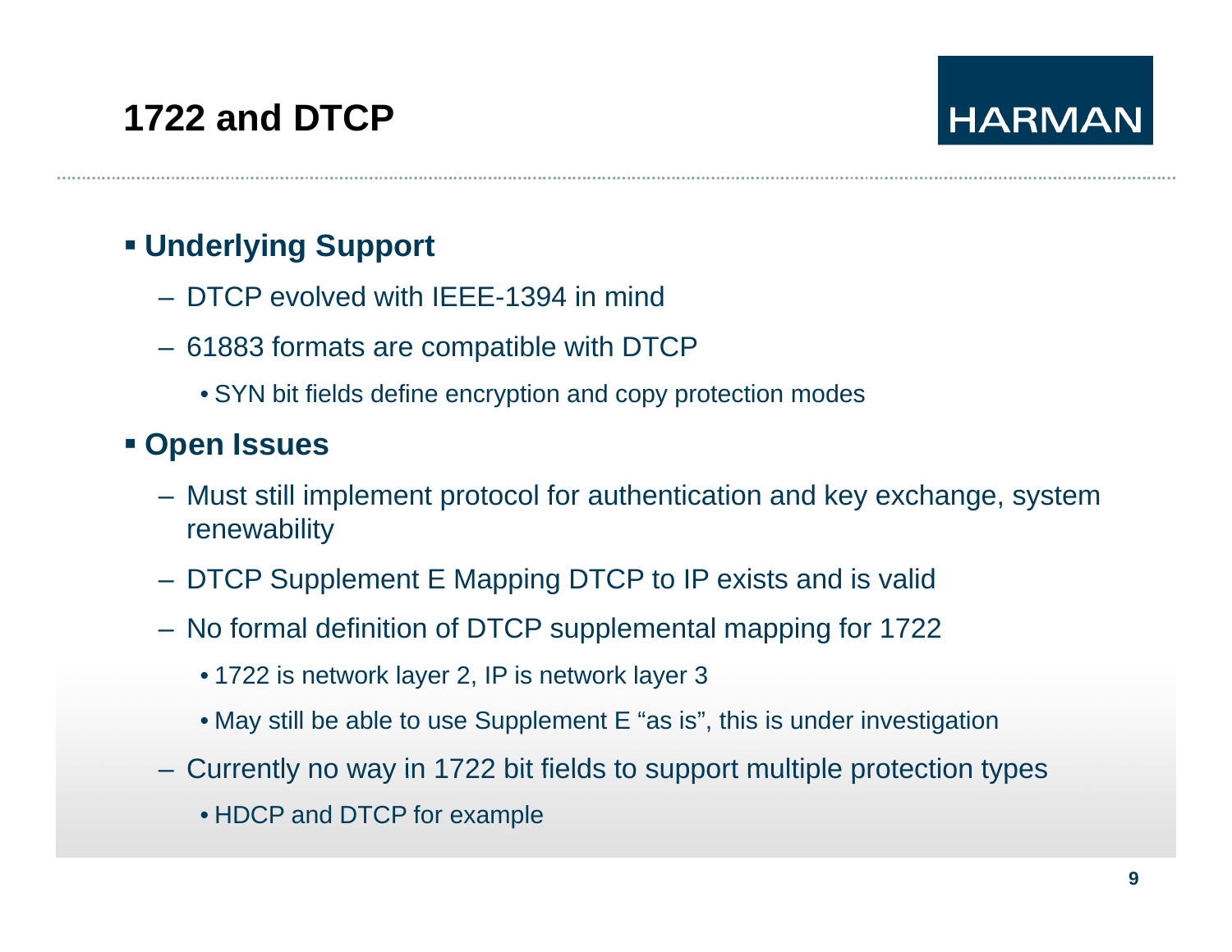# 1722 and DTCP

- **Underlying Support**
  - DTCP evolved with IEEE-1394 in mind
  - 61883 formats are compatible with DTCP
    - SYN bit fields define encryption and copy protection modes
- **Open Issues**
  - Must still implement protocol for authentication and key exchange, system renewability
  - DTCP Supplement E Mapping DTCP to IP exists and is valid
  - No formal definition of DTCP supplemental mapping for 1722
    - 1722 is network layer 2, IP is network layer 3
    - May still be able to use Supplement E "as is", this is under investigation
  - Currently no way in 1722 bit fields to support multiple protection types
    - HDCP and DTCP for example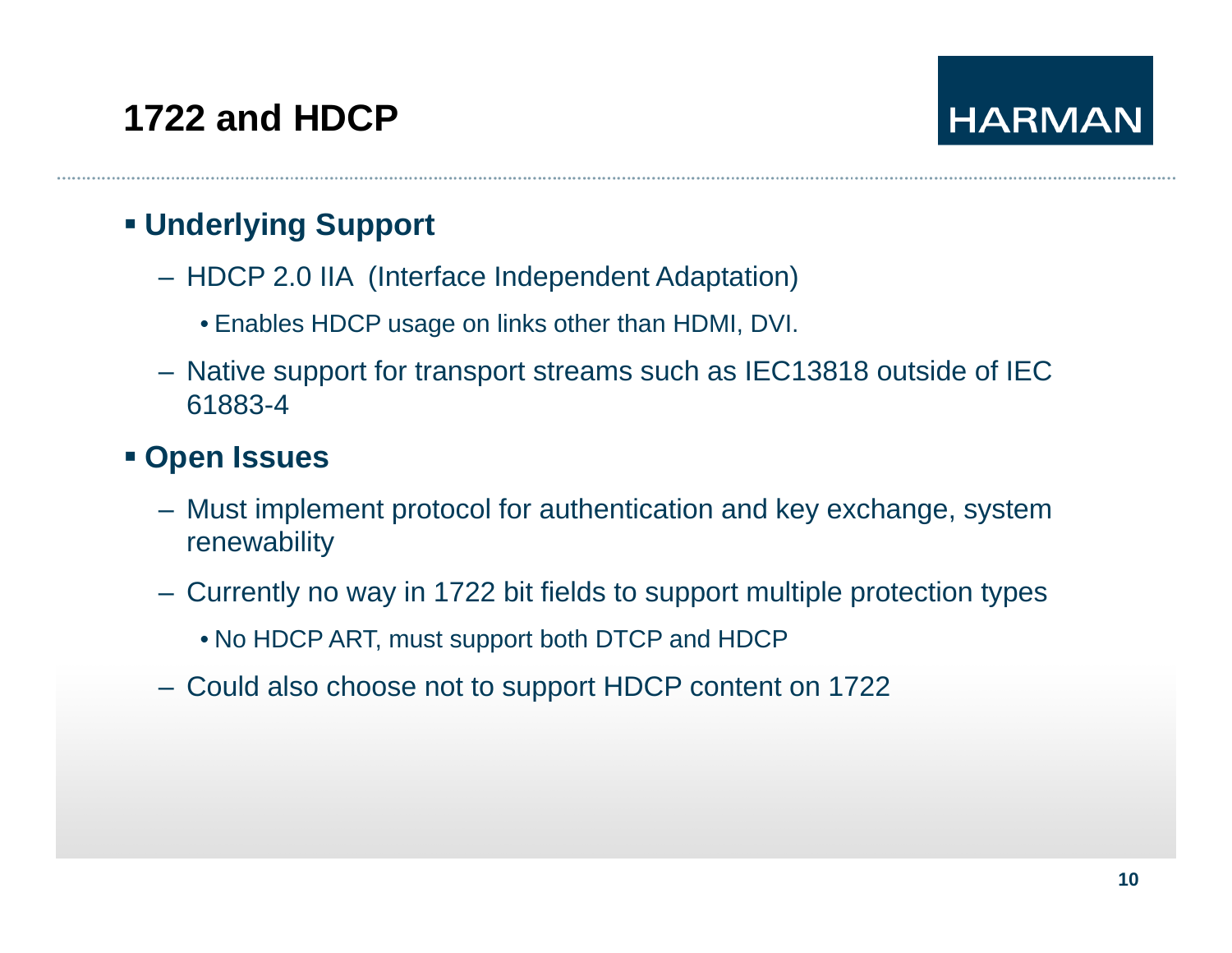# 1722 and HDCP

- **Underlying Support**
  - HDCP 2.0 IIA (Interface Independent Adaptation)
    - Enables HDCP usage on links other than HDMI, DVI.
  - Native support for transport streams such as IEC13818 outside of IEC 61883-4
- **Open Issues**
  - Must implement protocol for authentication and key exchange, system renewability
  - Currently no way in 1722 bit fields to support multiple protection types
    - No HDCP ART, must support both DTCP and HDCP
  - Could also choose not to support HDCP content on 1722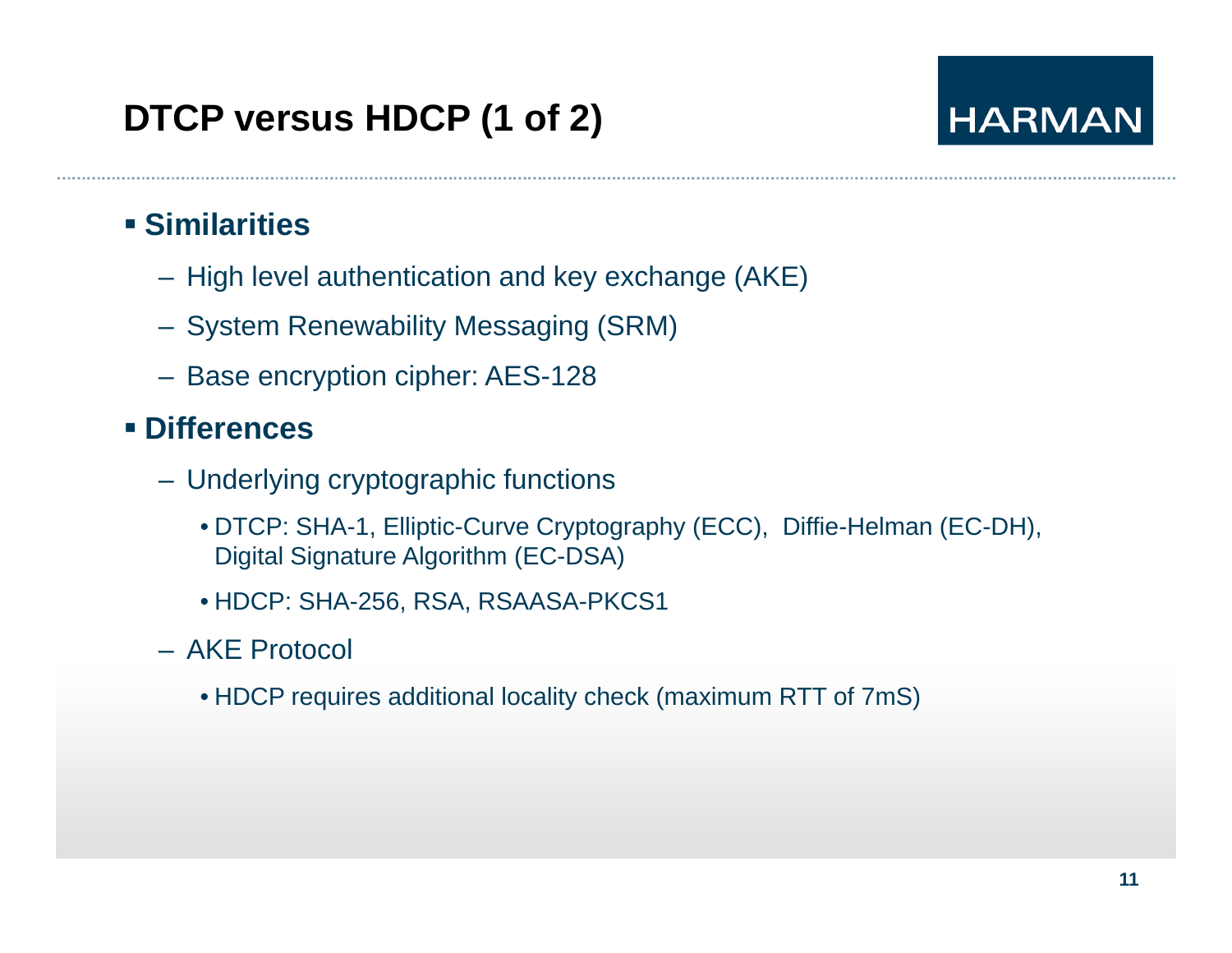# DTCP versus HDCP (1 of 2)

- **Similarities**
  - High level authentication and key exchange (AKE)
  - System Renewability Messaging (SRM)
  - Base encryption cipher: AES-128
- **Differences**
  - Underlying cryptographic functions
    - DTCP: SHA-1, Elliptic-Curve Cryptography (ECC), Diffie-Helman (EC-DH), Digital Signature Algorithm (EC-DSA)
    - HDCP: SHA-256, RSA, RSAASA-PKCS1
  - AKE Protocol
    - HDCP requires additional locality check (maximum RTT of 7mS)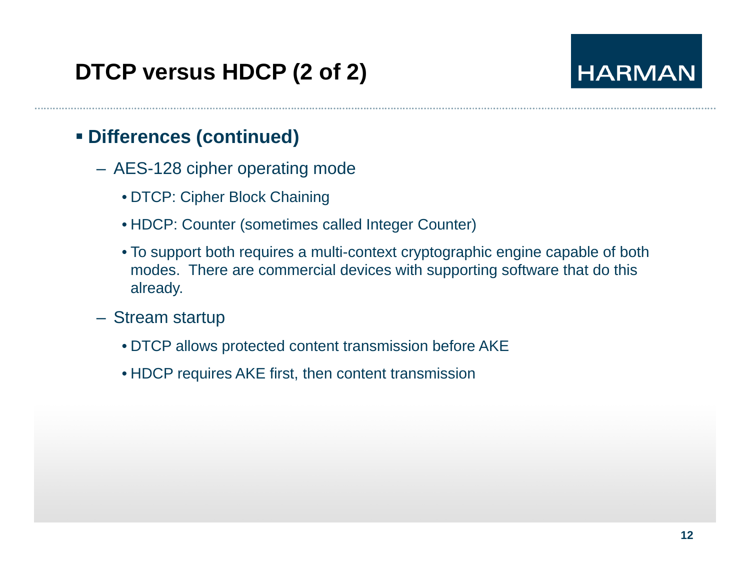# DTCP versus HDCP (2 of 2)

- **Differences (continued)**
  - AES-128 cipher operating mode
    - DTCP: Cipher Block Chaining
    - HDCP: Counter (sometimes called Integer Counter)
    - To support both requires a multi-context cryptographic engine capable of both modes. There are commercial devices with supporting software that do this already.
  - Stream startup
    - DTCP allows protected content transmission before AKE
    - HDCP requires AKE first, then content transmission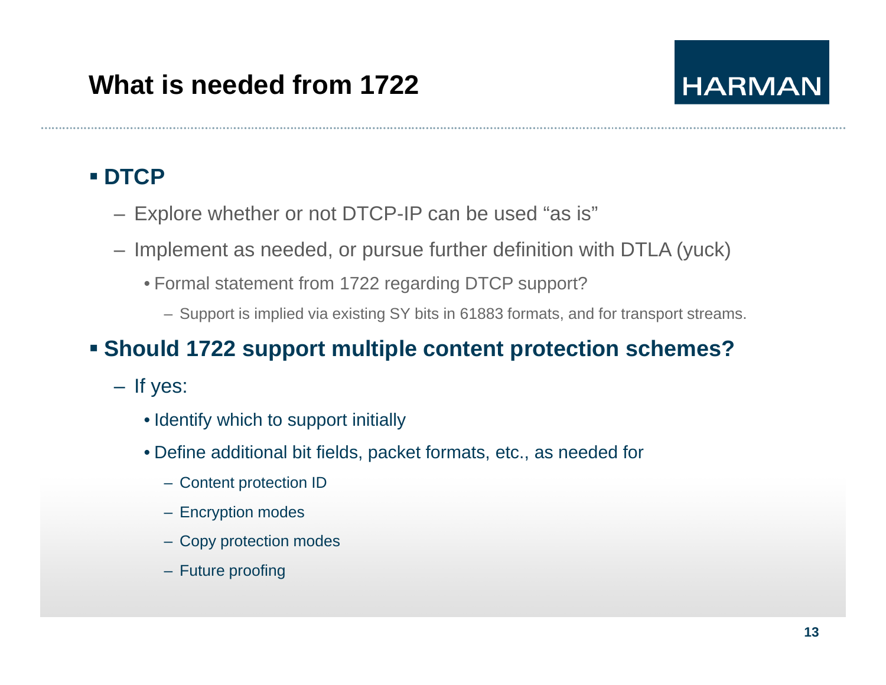# What is needed from 1722

HARMAN

- **DTCP**
  - Explore whether or not DTCP-IP can be used "as is"
  - Implement as needed, or pursue further definition with DTLA (yuck)
    - Formal statement from 1722 regarding DTCP support?
      - Support is implied via existing SY bits in 61883 formats, and for transport streams.
- **Should 1722 support multiple content protection schemes?**
  - If yes:
    - Identify which to support initially
    - Define additional bit fields, packet formats, etc., as needed for
      - Content protection ID
      - Encryption modes
      - Copy protection modes
      - Future proofing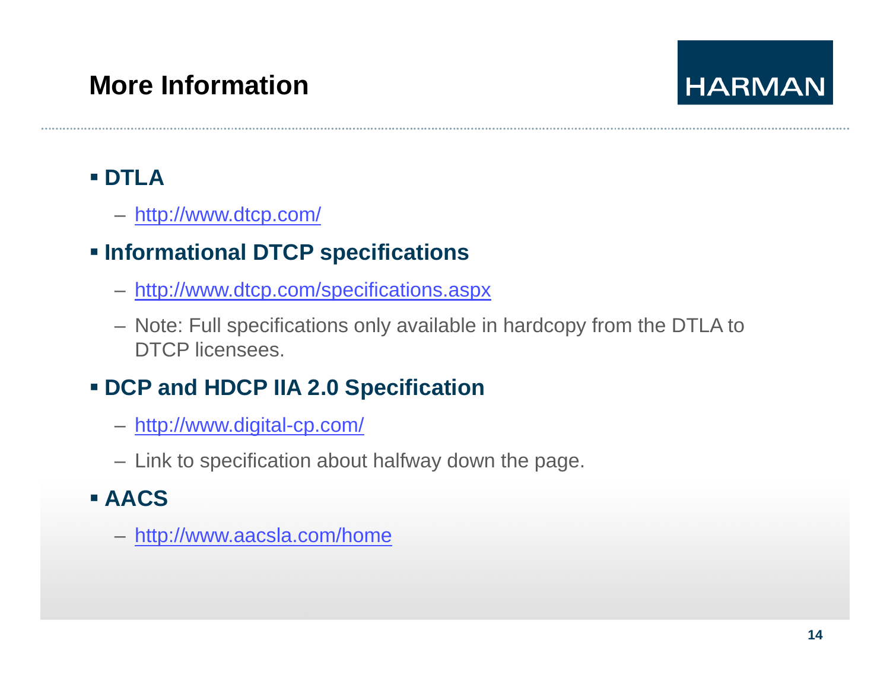# More Information

- **DTLA**
  - http://www.dtcp.com/
- **Informational DTCP specifications**
  - http://www.dtcp.com/specifications.aspx
  - Note: Full specifications only available in hardcopy from the DTLA to DTCP licensees.
- **DCP and HDCP IIA 2.0 Specification**
  - http://www.digital-cp.com/
  - Link to specification about halfway down the page.
- **AACS**
  - http://www.aacsla.com/home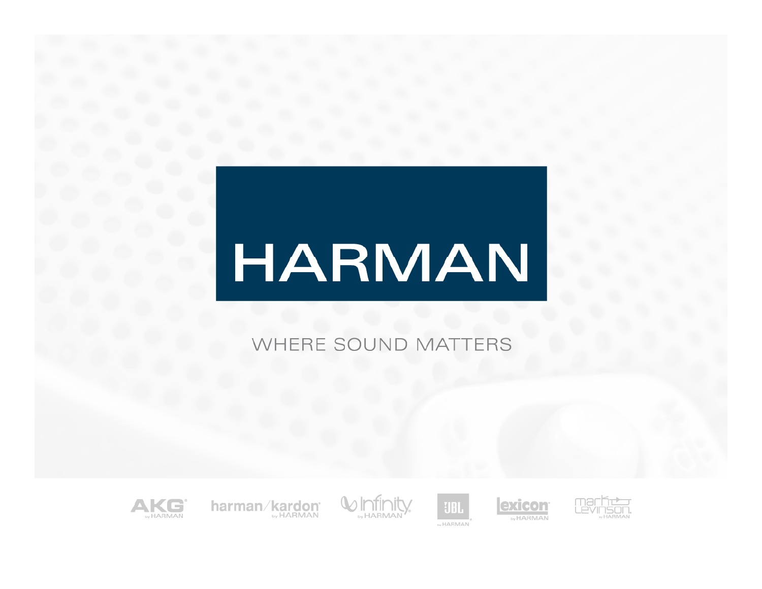# HARMAN

WHERE SOUND MATTERS

AKG by HARMAN

harman/kardon by HARMAN

Infinity by HARMAN

JBL by HARMAN

lexicon by HARMAN

mark Levinson by HARMAN